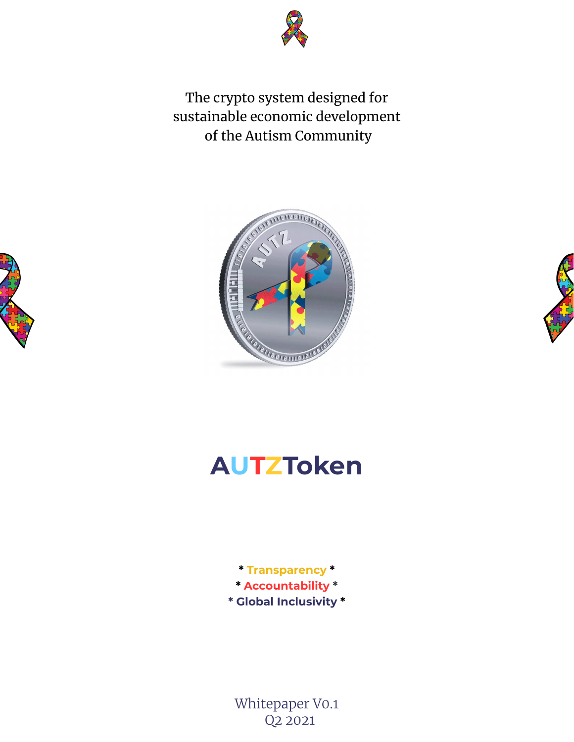The crypto system designed for
sustainable economic development
of the Autism Community

# AUTZToken

* Transparency *
* Accountability *
* Global Inclusivity *

Whitepaper V0.1
Q2 2021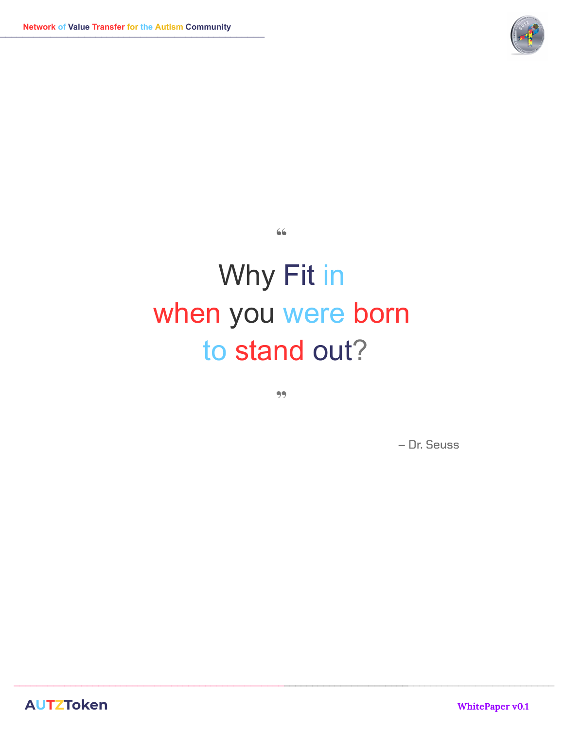"

Why Fit in
when you were born
to stand out?

"

– Dr. Seuss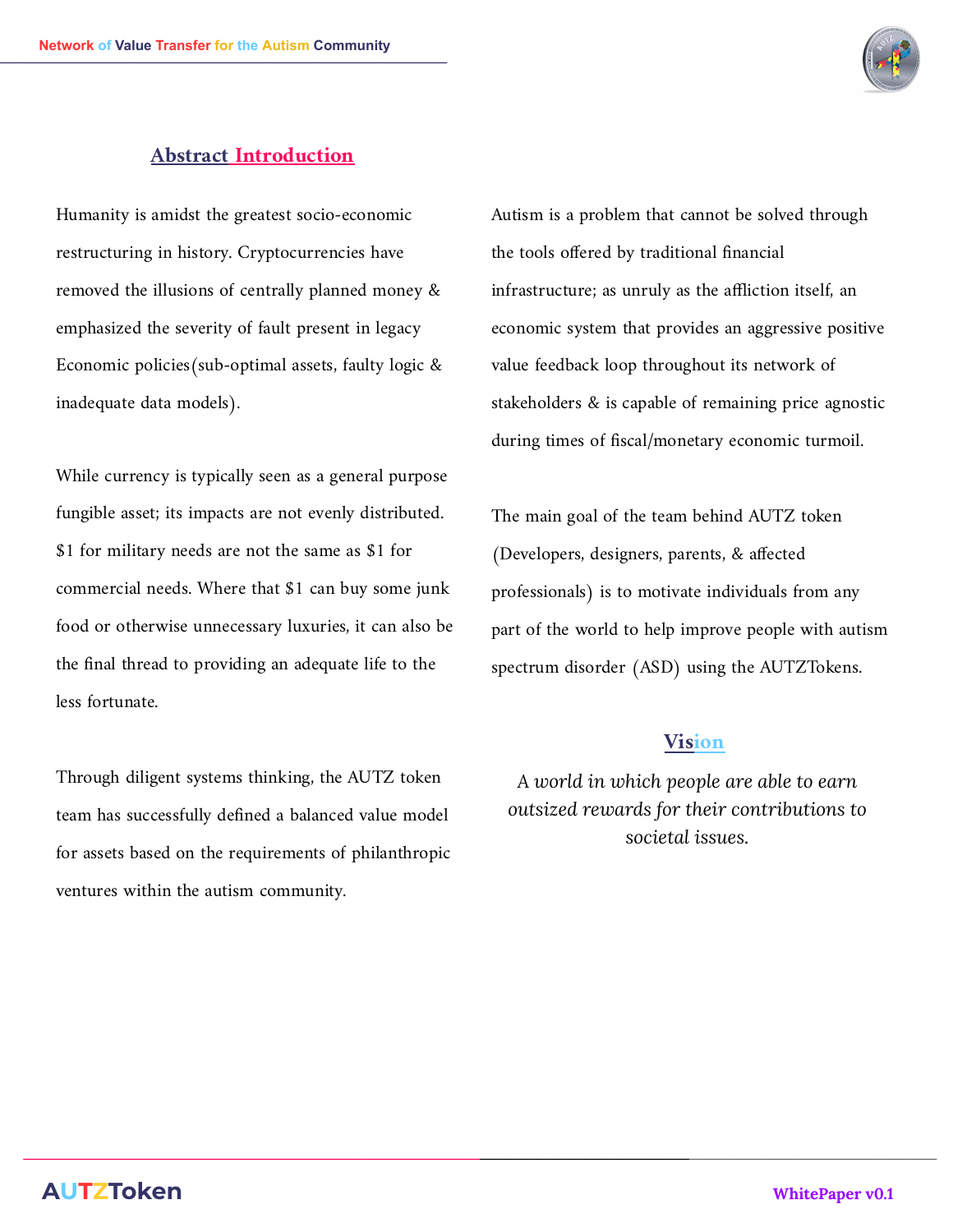## Abstract Introduction

Humanity is amidst the greatest socio-economic restructuring in history. Cryptocurrencies have removed the illusions of centrally planned money & emphasized the severity of fault present in legacy Economic policies(sub-optimal assets, faulty logic & inadequate data models).

While currency is typically seen as a general purpose fungible asset; its impacts are not evenly distributed. $1 for military needs are not the same as $1 for commercial needs. Where that $1 can buy some junk food or otherwise unnecessary luxuries, it can also be the final thread to providing an adequate life to the less fortunate.

Through diligent systems thinking, the AUTZ token team has successfully defined a balanced value model for assets based on the requirements of philanthropic ventures within the autism community.

Autism is a problem that cannot be solved through the tools offered by traditional financial infrastructure; as unruly as the affliction itself, an economic system that provides an aggressive positive value feedback loop throughout its network of stakeholders & is capable of remaining price agnostic during times of fiscal/monetary economic turmoil.

The main goal of the team behind AUTZ token (Developers, designers, parents, & affected professionals) is to motivate individuals from any part of the world to help improve people with autism spectrum disorder (ASD) using the AUTZTokens.

## Vision

*A world in which people are able to earn outsized rewards for their contributions to societal issues.*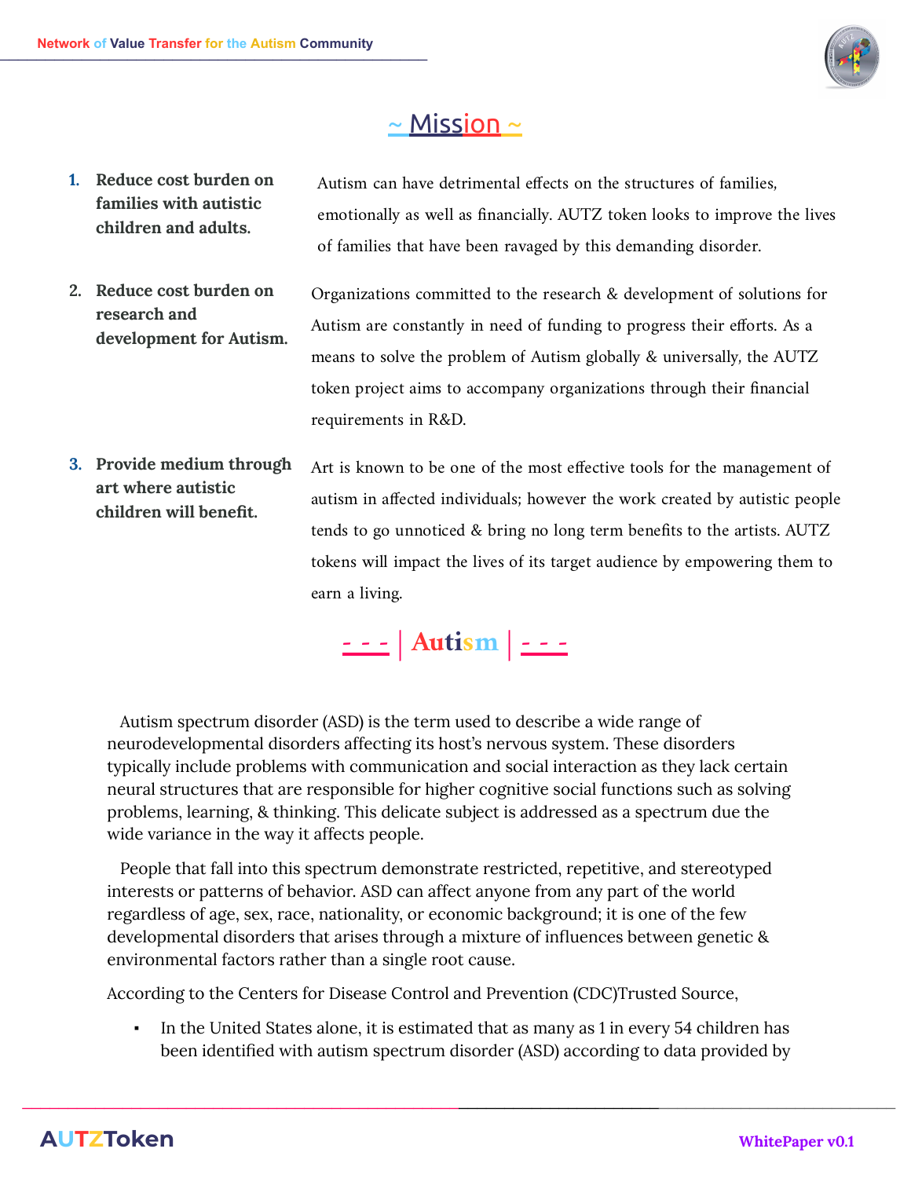## ~ Mission ~

1. **Reduce cost burden on families with autistic children and adults.**

   Autism can have detrimental effects on the structures of families, emotionally as well as financially. AUTZ token looks to improve the lives of families that have been ravaged by this demanding disorder.

2. **Reduce cost burden on research and development for Autism.**

   Organizations committed to the research & development of solutions for Autism are constantly in need of funding to progress their efforts. As a means to solve the problem of Autism globally & universally, the AUTZ token project aims to accompany organizations through their financial requirements in R&D.

3. **Provide medium through art where autistic children will benefit.**

   Art is known to be one of the most effective tools for the management of autism in affected individuals; however the work created by autistic people tends to go unnoticed & bring no long term benefits to the artists. AUTZ tokens will impact the lives of its target audience by empowering them to earn a living.

## - - - | Autism | - - -

Autism spectrum disorder (ASD) is the term used to describe a wide range of neurodevelopmental disorders affecting its host's nervous system. These disorders typically include problems with communication and social interaction as they lack certain neural structures that are responsible for higher cognitive social functions such as solving problems, learning, & thinking. This delicate subject is addressed as a spectrum due the wide variance in the way it affects people.

People that fall into this spectrum demonstrate restricted, repetitive, and stereotyped interests or patterns of behavior. ASD can affect anyone from any part of the world regardless of age, sex, race, nationality, or economic background; it is one of the few developmental disorders that arises through a mixture of influences between genetic & environmental factors rather than a single root cause.

According to the Centers for Disease Control and Prevention (CDC)Trusted Source,

- In the United States alone, it is estimated that as many as 1 in every 54 children has been identified with autism spectrum disorder (ASD) according to data provided by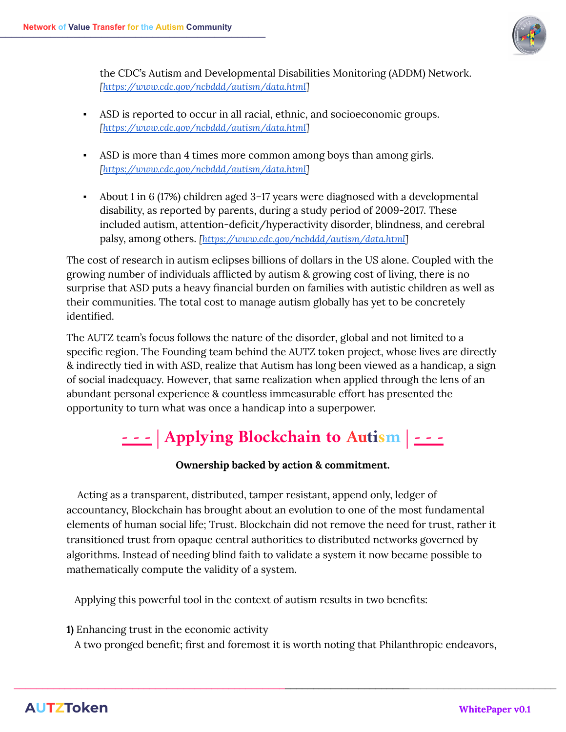the CDC's Autism and Developmental Disabilities Monitoring (ADDM) Network. [https://www.cdc.gov/ncbddd/autism/data.html]

- ASD is reported to occur in all racial, ethnic, and socioeconomic groups. [https://www.cdc.gov/ncbddd/autism/data.html]

- ASD is more than 4 times more common among boys than among girls. [https://www.cdc.gov/ncbddd/autism/data.html]

- About 1 in 6 (17%) children aged 3–17 years were diagnosed with a developmental disability, as reported by parents, during a study period of 2009-2017. These included autism, attention-deficit/hyperactivity disorder, blindness, and cerebral palsy, among others. [https://www.cdc.gov/ncbddd/autism/data.html]

The cost of research in autism eclipses billions of dollars in the US alone. Coupled with the growing number of individuals afflicted by autism & growing cost of living, there is no surprise that ASD puts a heavy financial burden on families with autistic children as well as their communities. The total cost to manage autism globally has yet to be concretely identified.

The AUTZ team's focus follows the nature of the disorder, global and not limited to a specific region. The Founding team behind the AUTZ token project, whose lives are directly & indirectly tied in with ASD, realize that Autism has long been viewed as a handicap, a sign of social inadequacy. However, that same realization when applied through the lens of an abundant personal experience & countless immeasurable effort has presented the opportunity to turn what was once a handicap into a superpower.

## - - - | Applying Blockchain to Autism | - - -

**Ownership backed by action & commitment.**

Acting as a transparent, distributed, tamper resistant, append only, ledger of accountancy, Blockchain has brought about an evolution to one of the most fundamental elements of human social life; Trust. Blockchain did not remove the need for trust, rather it transitioned trust from opaque central authorities to distributed networks governed by algorithms. Instead of needing blind faith to validate a system it now became possible to mathematically compute the validity of a system.

Applying this powerful tool in the context of autism results in two benefits:

**1)** Enhancing trust in the economic activity

A two pronged benefit; first and foremost it is worth noting that Philanthropic endeavors,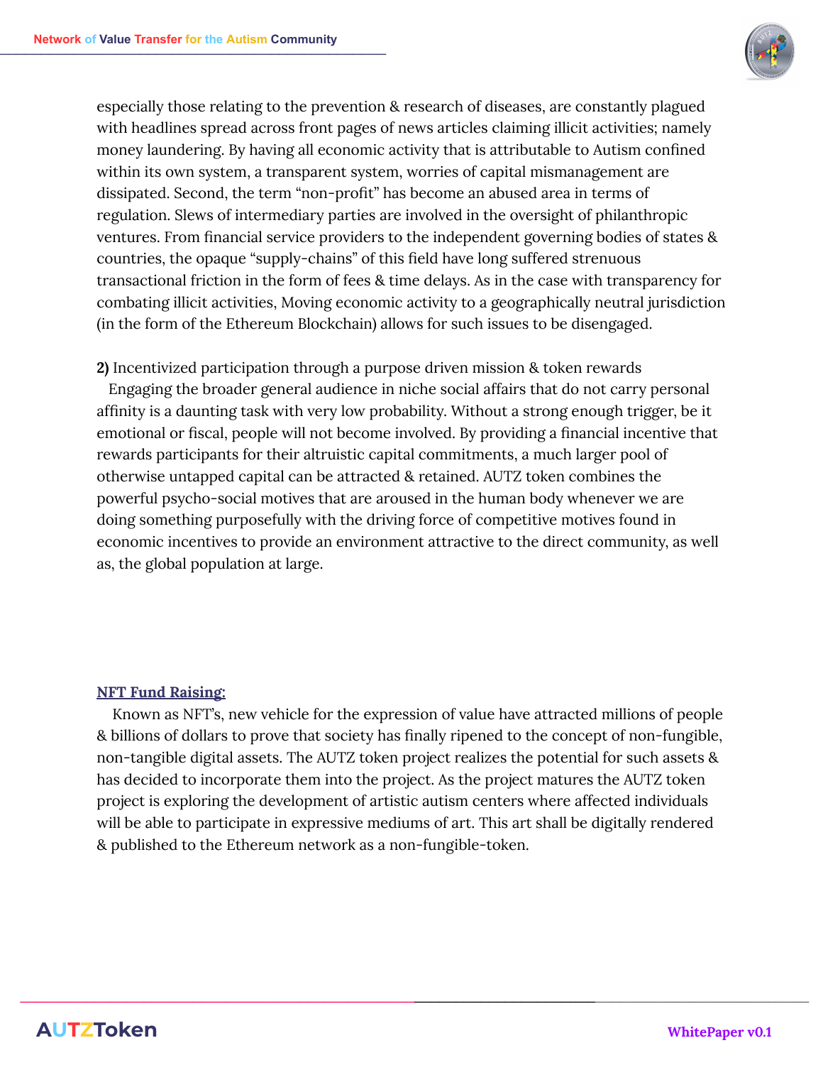especially those relating to the prevention & research of diseases, are constantly plagued with headlines spread across front pages of news articles claiming illicit activities; namely money laundering. By having all economic activity that is attributable to Autism confined within its own system, a transparent system, worries of capital mismanagement are dissipated. Second, the term "non-profit" has become an abused area in terms of regulation. Slews of intermediary parties are involved in the oversight of philanthropic ventures. From financial service providers to the independent governing bodies of states & countries, the opaque "supply-chains" of this field have long suffered strenuous transactional friction in the form of fees & time delays. As in the case with transparency for combating illicit activities, Moving economic activity to a geographically neutral jurisdiction (in the form of the Ethereum Blockchain) allows for such issues to be disengaged.

**2)** Incentivized participation through a purpose driven mission & token rewards

Engaging the broader general audience in niche social affairs that do not carry personal affinity is a daunting task with very low probability. Without a strong enough trigger, be it emotional or fiscal, people will not become involved. By providing a financial incentive that rewards participants for their altruistic capital commitments, a much larger pool of otherwise untapped capital can be attracted & retained. AUTZ token combines the powerful psycho-social motives that are aroused in the human body whenever we are doing something purposefully with the driving force of competitive motives found in economic incentives to provide an environment attractive to the direct community, as well as, the global population at large.

## NFT Fund Raising:

Known as NFT's, new vehicle for the expression of value have attracted millions of people & billions of dollars to prove that society has finally ripened to the concept of non-fungible, non-tangible digital assets. The AUTZ token project realizes the potential for such assets & has decided to incorporate them into the project. As the project matures the AUTZ token project is exploring the development of artistic autism centers where affected individuals will be able to participate in expressive mediums of art. This art shall be digitally rendered & published to the Ethereum network as a non-fungible-token.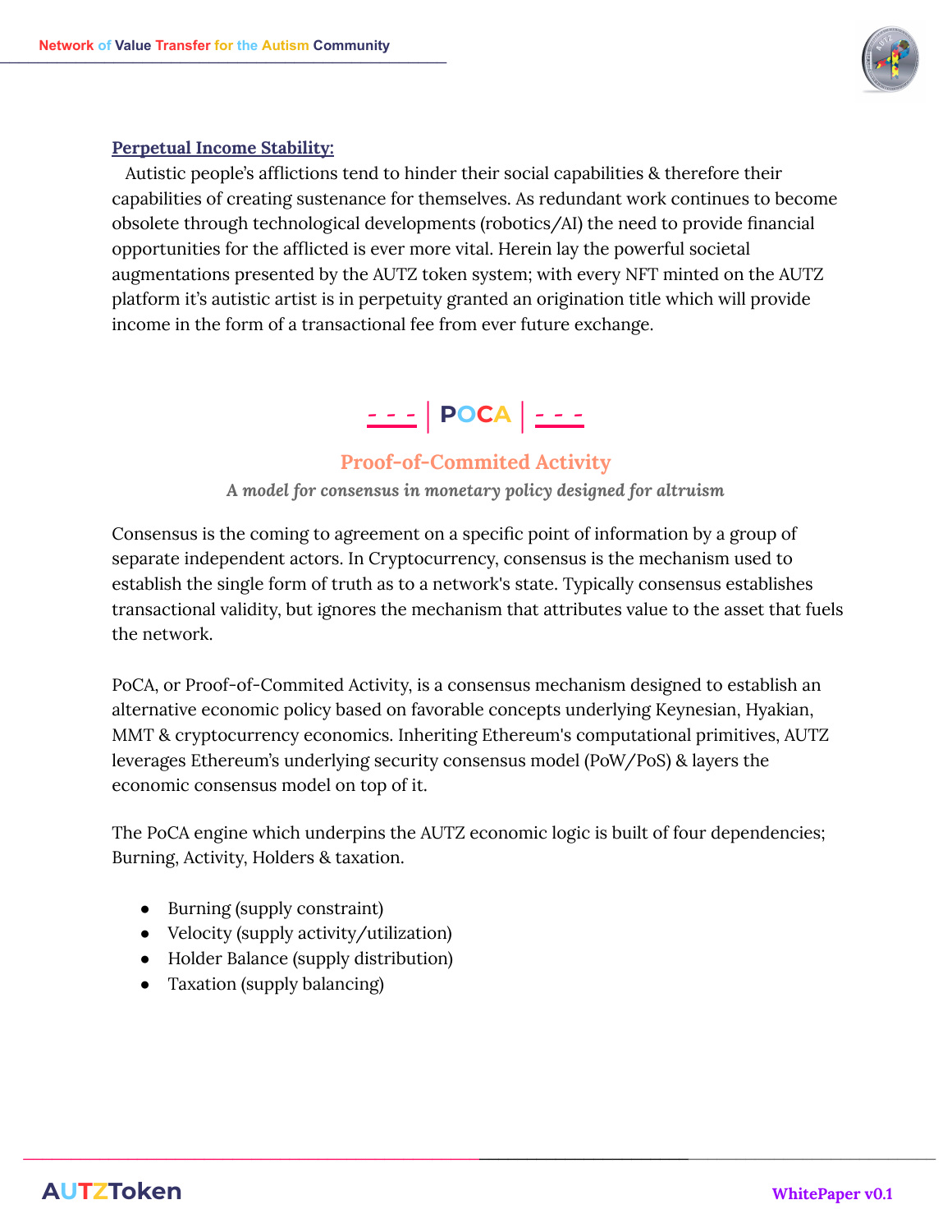**Perpetual Income Stability:**

Autistic people's afflictions tend to hinder their social capabilities & therefore their capabilities of creating sustenance for themselves. As redundant work continues to become obsolete through technological developments (robotics/AI) the need to provide financial opportunities for the afflicted is ever more vital. Herein lay the powerful societal augmentations presented by the AUTZ token system; with every NFT minted on the AUTZ platform it's autistic artist is in perpetuity granted an origination title which will provide income in the form of a transactional fee from ever future exchange.

## - - - | POCA | - - -

### Proof-of-Commited Activity

*A model for consensus in monetary policy designed for altruism*

Consensus is the coming to agreement on a specific point of information by a group of separate independent actors. In Cryptocurrency, consensus is the mechanism used to establish the single form of truth as to a network's state. Typically consensus establishes transactional validity, but ignores the mechanism that attributes value to the asset that fuels the network.

PoCA, or Proof-of-Commited Activity, is a consensus mechanism designed to establish an alternative economic policy based on favorable concepts underlying Keynesian, Hyakian, MMT & cryptocurrency economics. Inheriting Ethereum's computational primitives, AUTZ leverages Ethereum's underlying security consensus model (PoW/PoS) & layers the economic consensus model on top of it.

The PoCA engine which underpins the AUTZ economic logic is built of four dependencies; Burning, Activity, Holders & taxation.

- Burning (supply constraint)
- Velocity (supply activity/utilization)
- Holder Balance (supply distribution)
- Taxation (supply balancing)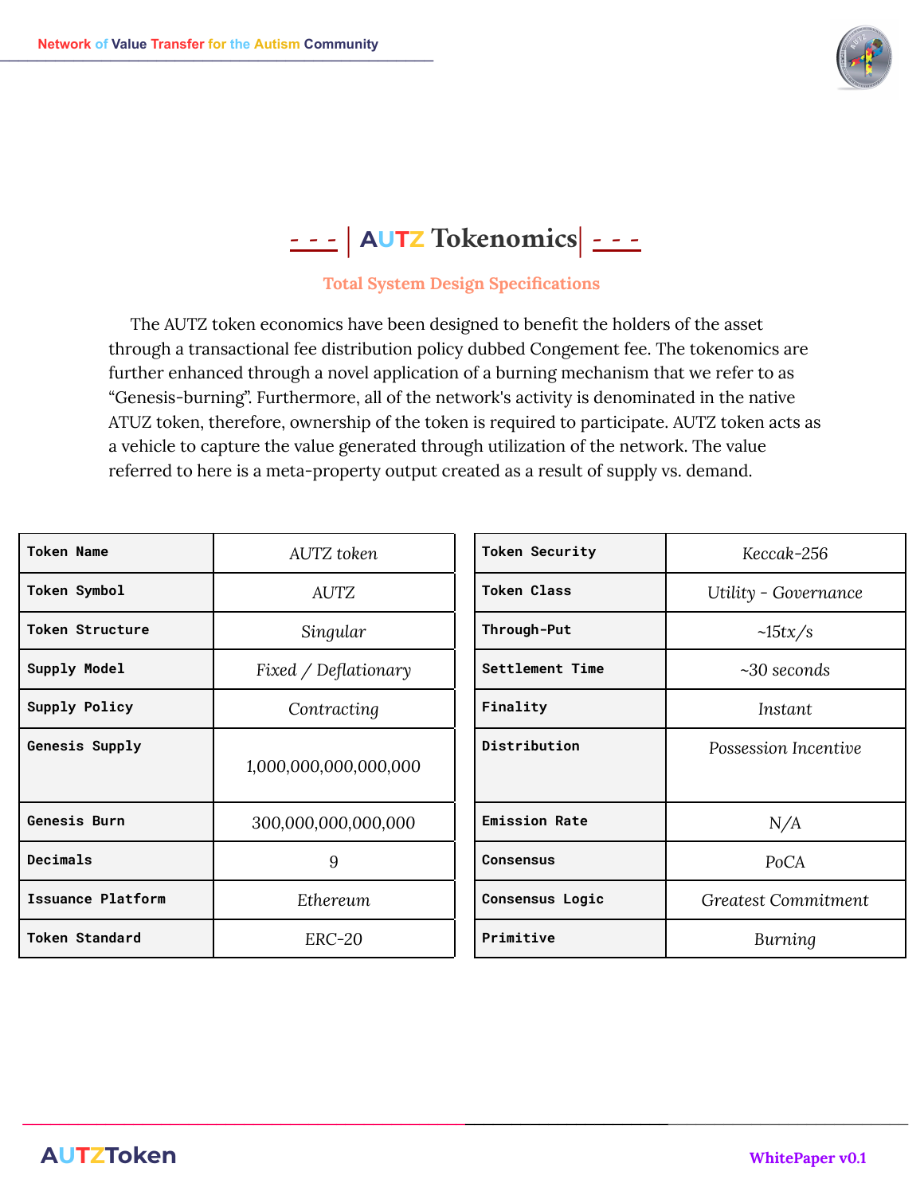# AUTZ Tokenomics

**Total System Design Specifications**

The AUTZ token economics have been designed to benefit the holders of the asset through a transactional fee distribution policy dubbed Congement fee. The tokenomics are further enhanced through a novel application of a burning mechanism that we refer to as "Genesis-burning". Furthermore, all of the network's activity is denominated in the native ATUZ token, therefore, ownership of the token is required to participate. AUTZ token acts as a vehicle to capture the value generated through utilization of the network. The value referred to here is a meta-property output created as a result of supply vs. demand.

| | |
|---|---|
| **Token Name** | *AUTZ token* |
| **Token Symbol** | AUTZ |
| **Token Structure** | *Singular* |
| **Supply Model** | *Fixed / Deflationary* |
| **Supply Policy** | *Contracting* |
| **Genesis Supply** | 1,000,000,000,000,000 |
| **Genesis Burn** | 300,000,000,000,000 |
| **Decimals** | 9 |
| **Issuance Platform** | *Ethereum* |
| **Token Standard** | ERC-20 |

| | |
|---|---|
| **Token Security** | *Keccak-256* |
| **Token Class** | *Utility - Governance* |
| **Through-Put** | ~15tx/s |
| **Settlement Time** | ~30 seconds |
| **Finality** | *Instant* |
| **Distribution** | *Possession Incentive* |
| **Emission Rate** | N/A |
| **Consensus** | PoCA |
| **Consensus Logic** | *Greatest Commitment* |
| **Primitive** | *Burning* |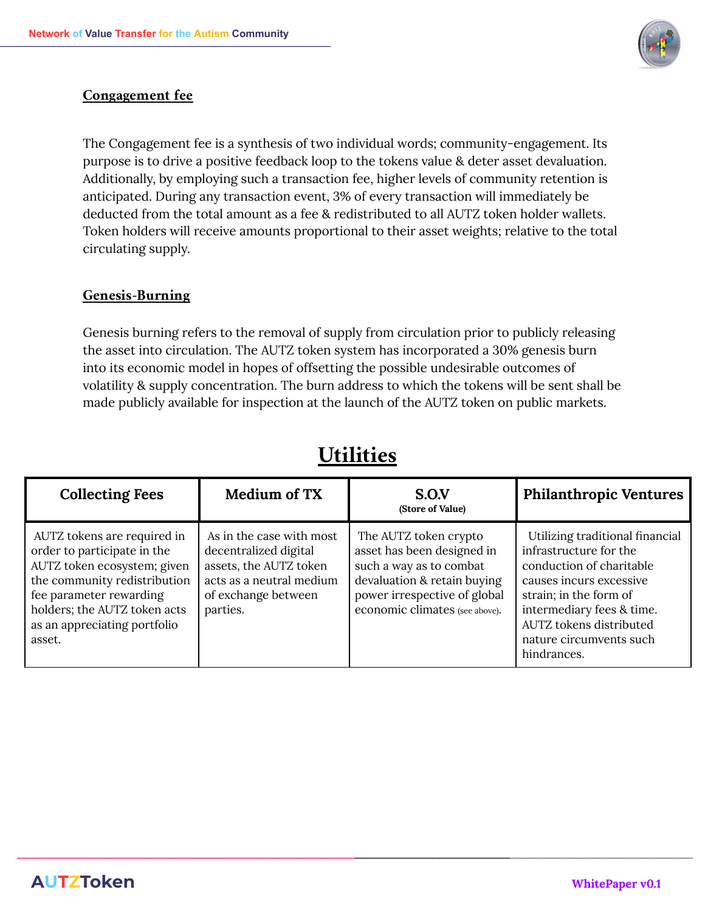## Congagement fee

The Congagement fee is a synthesis of two individual words; community-engagement. Its purpose is to drive a positive feedback loop to the tokens value & deter asset devaluation. Additionally, by employing such a transaction fee, higher levels of community retention is anticipated. During any transaction event, 3% of every transaction will immediately be deducted from the total amount as a fee & redistributed to all AUTZ token holder wallets. Token holders will receive amounts proportional to their asset weights; relative to the total circulating supply.

## Genesis-Burning

Genesis burning refers to the removal of supply from circulation prior to publicly releasing the asset into circulation. The AUTZ token system has incorporated a 30% genesis burn into its economic model in hopes of offsetting the possible undesirable outcomes of volatility & supply concentration. The burn address to which the tokens will be sent shall be made publicly available for inspection at the launch of the AUTZ token on public markets.

# Utilities

| Collecting Fees | Medium of TX | S.O.V (Store of Value) | Philanthropic Ventures |
|---|---|---|---|
| AUTZ tokens are required in order to participate in the AUTZ token ecosystem; given the community redistribution fee parameter rewarding holders; the AUTZ token acts as an appreciating portfolio asset. | As in the case with most decentralized digital assets, the AUTZ token acts as a neutral medium of exchange between parties. | The AUTZ token crypto asset has been designed in such a way as to combat devaluation & retain buying power irrespective of global economic climates (see above). | Utilizing traditional financial infrastructure for the conduction of charitable causes incurs excessive strain; in the form of intermediary fees & time. AUTZ tokens distributed nature circumvents such hindrances. |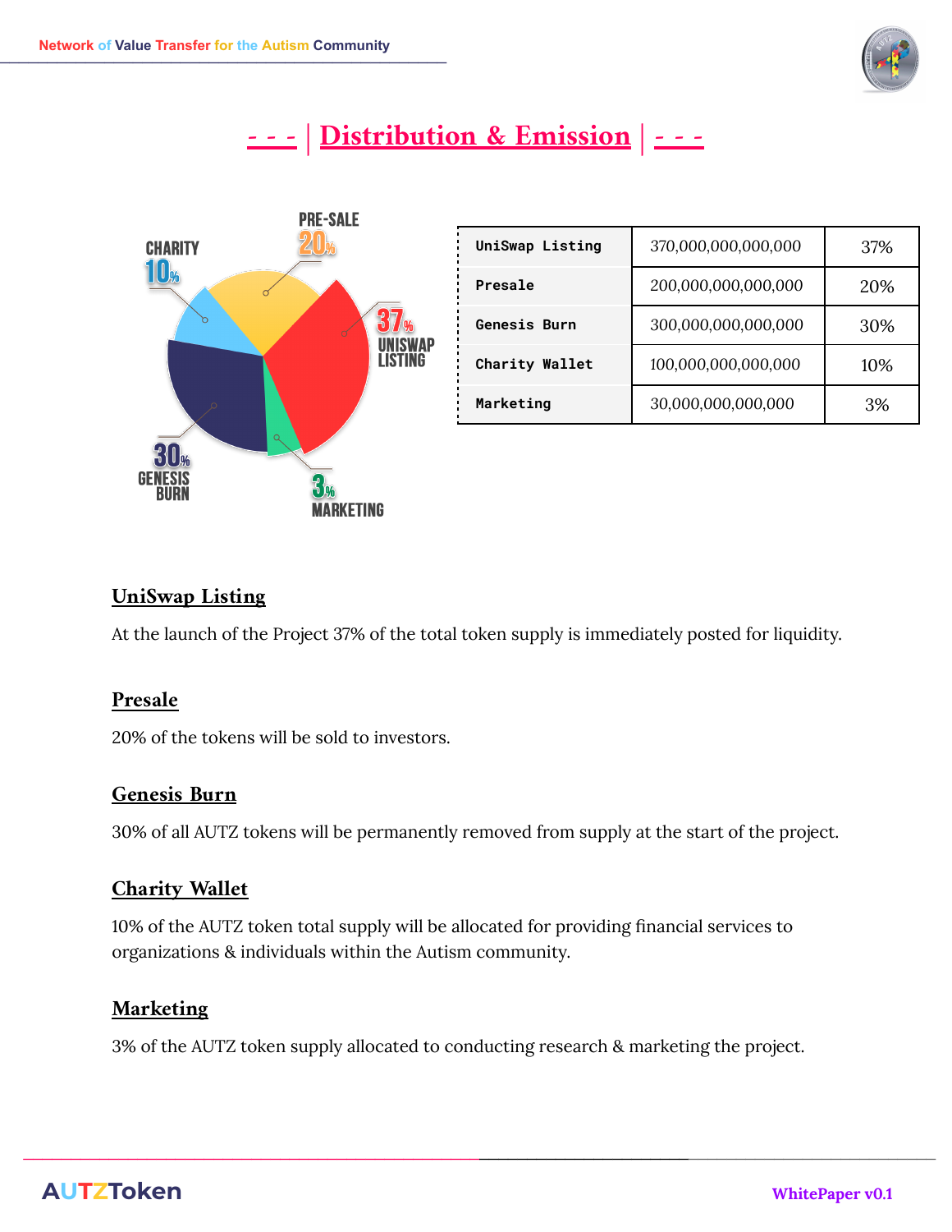# - - - | Distribution & Emission | - - -

| UniSwap Listing | 370,000,000,000,000 | 37% |
|---|---|---|
| Presale | 200,000,000,000,000 | 20% |
| Genesis Burn | 300,000,000,000,000 | 30% |
| Charity Wallet | 100,000,000,000,000 | 10% |
| Marketing | 30,000,000,000,000 | 3% |

## UniSwap Listing

At the launch of the Project 37% of the total token supply is immediately posted for liquidity.

## Presale

20% of the tokens will be sold to investors.

## Genesis Burn

30% of all AUTZ tokens will be permanently removed from supply at the start of the project.

## Charity Wallet

10% of the AUTZ token total supply will be allocated for providing financial services to organizations & individuals within the Autism community.

## Marketing

3% of the AUTZ token supply allocated to conducting research & marketing the project.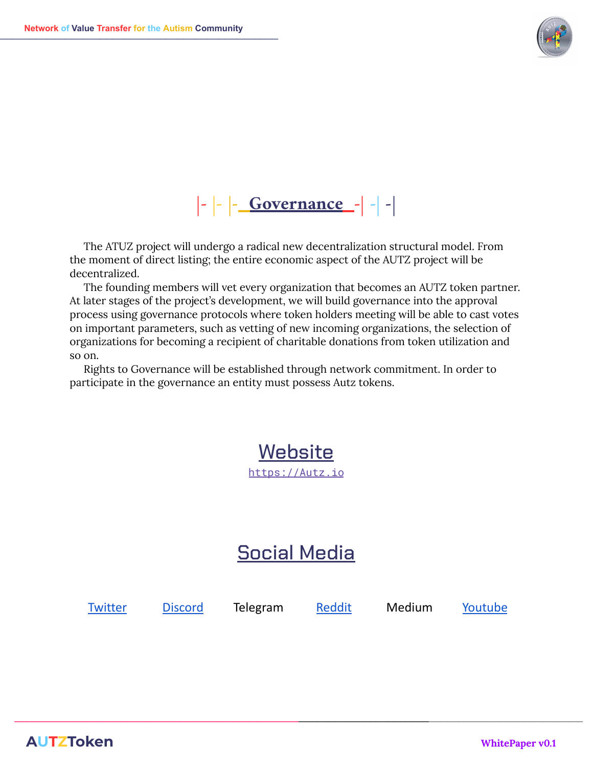## Governance

The ATUZ project will undergo a radical new decentralization structural model. From the moment of direct listing; the entire economic aspect of the AUTZ project will be decentralized.

The founding members will vet every organization that becomes an AUTZ token partner. At later stages of the project's development, we will build governance into the approval process using governance protocols where token holders meeting will be able to cast votes on important parameters, such as vetting of new incoming organizations, the selection of organizations for becoming a recipient of charitable donations from token utilization and so on.

Rights to Governance will be established through network commitment. In order to participate in the governance an entity must possess Autz tokens.

## Website

https://Autz.io

## Social Media

Twitter    Discord    Telegram    Reddit    Medium    Youtube